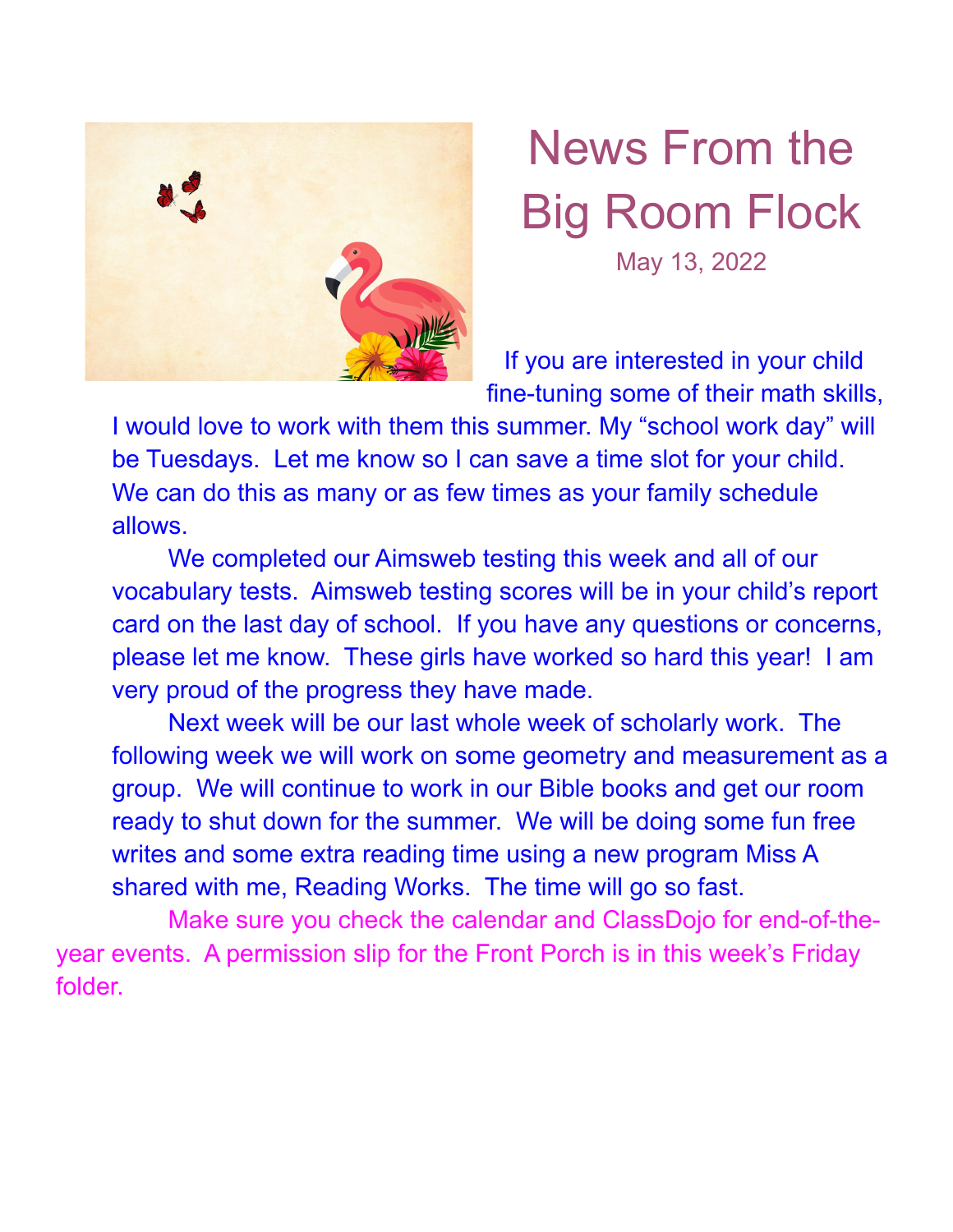# News From the Big Room Flock

May 13, 2022

If you are interested in your child fine-tuning some of their math skills, I would love to work with them this summer. My “school work day” will be Tuesdays. Let me know so I can save a time slot for your child. We can do this as many or as few times as your family schedule allows.

We completed our Aimsweb testing this week and all of our vocabulary tests. Aimsweb testing scores will be in your child’s report card on the last day of school. If you have any questions or concerns, please let me know. These girls have worked so hard this year! I am very proud of the progress they have made.

Next week will be our last whole week of scholarly work. The following week we will work on some geometry and measurement as a group. We will continue to work in our Bible books and get our room ready to shut down for the summer. We will be doing some fun free writes and some extra reading time using a new program Miss A shared with me, Reading Works. The time will go so fast.

Make sure you check the calendar and ClassDojo for end-of-the-year events. A permission slip for the Front Porch is in this week’s Friday folder.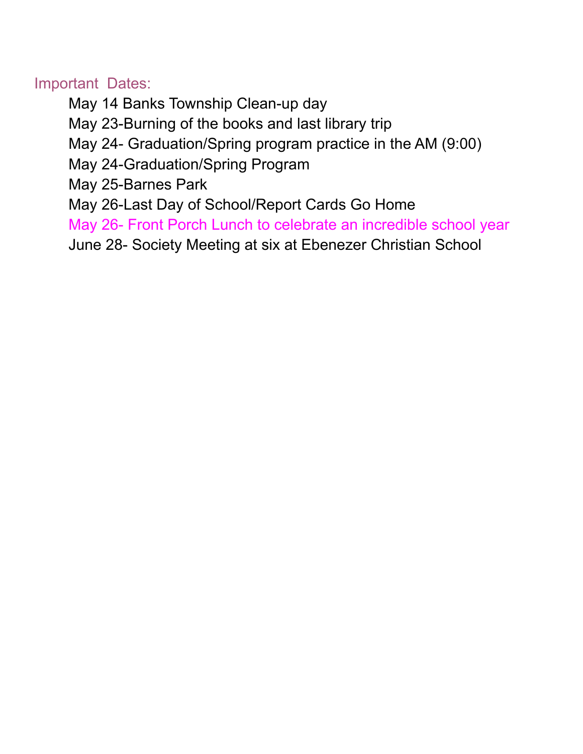Important Dates:

May 14 Banks Township Clean-up day
May 23-Burning of the books and last library trip
May 24- Graduation/Spring program practice in the AM (9:00)
May 24-Graduation/Spring Program
May 25-Barnes Park
May 26-Last Day of School/Report Cards Go Home
May 26- Front Porch Lunch to celebrate an incredible school year
June 28- Society Meeting at six at Ebenezer Christian School